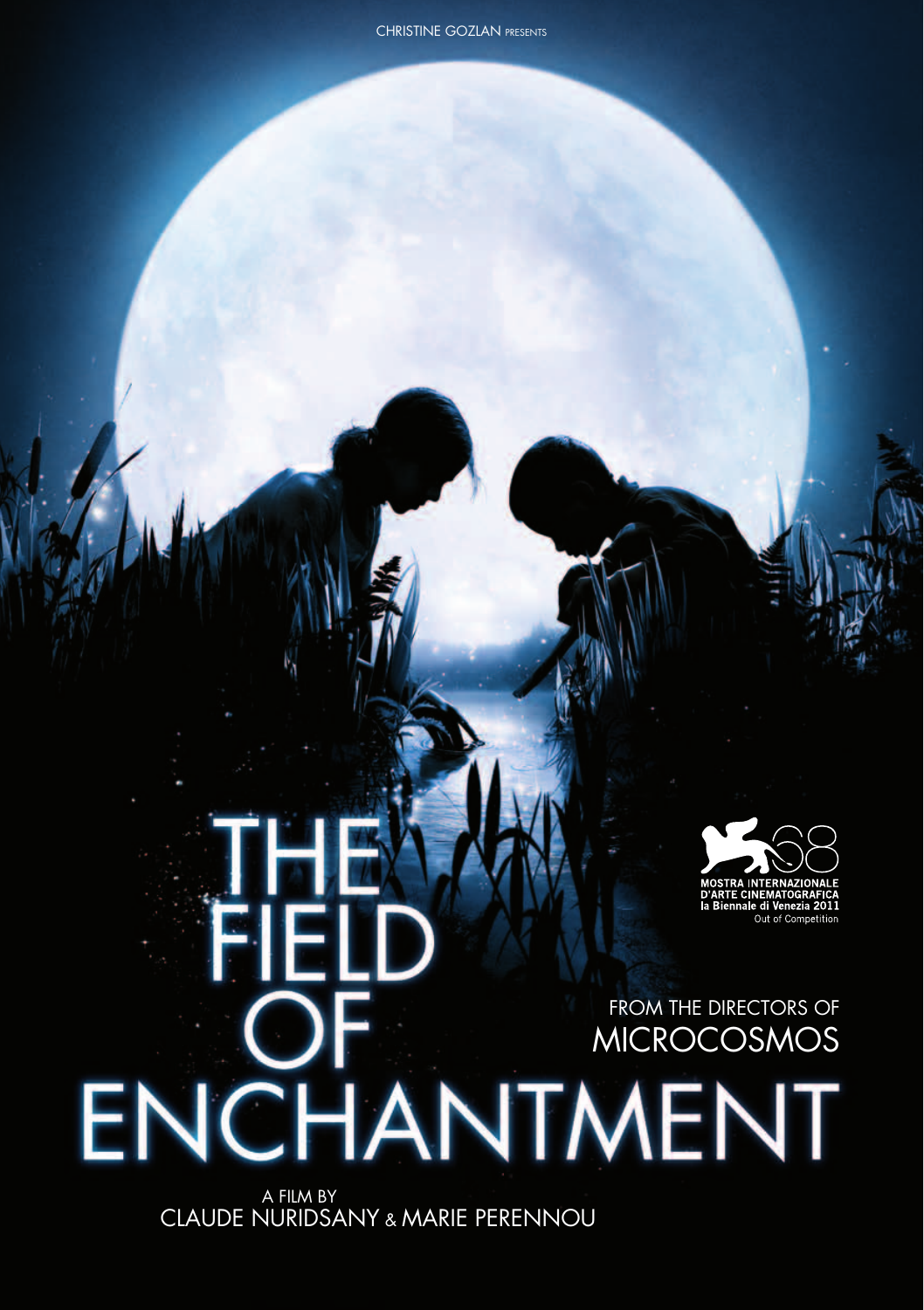CHRISTINE GOZLAN PRESENTS

# THE FIELD OF ENCHANTMENT

MOSTRA INTERNAZIONALE D'ARTE CINEMATOGRAFICA
la Biennale di Venezia 2011
Out of Competition

FROM THE DIRECTORS OF MICROCOSMOS

A FILM BY
CLAUDE NURIDSANY & MARIE PERENNOU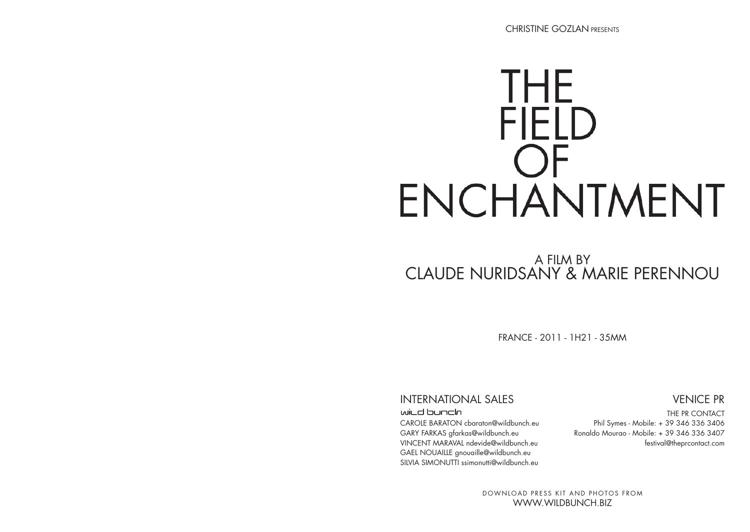CHRISTINE GOZLAN PRESENTS

# THE FIELD OF ENCHANTMENT

## A FILM BY
## CLAUDE NURIDSANY & MARIE PERENNOU

FRANCE - 2011 - 1H21 - 35MM

### INTERNATIONAL SALES

wild bunch

CAROLE BARATON cbaraton@wildbunch.eu
GARY FARKAS gfarkas@wildbunch.eu
VINCENT MARAVAL ndevide@wildbunch.eu
GAEL NOUAILLE gnouaille@wildbunch.eu
SILVIA SIMONUTTI ssimonutti@wildbunch.eu

### VENICE PR

THE PR CONTACT
Phil Symes - Mobile: + 39 346 336 3406
Ronaldo Mourao - Mobile: + 39 346 336 3407
festival@theprcontact.com

DOWNLOAD PRESS KIT AND PHOTOS FROM
WWW.WILDBUNCH.BIZ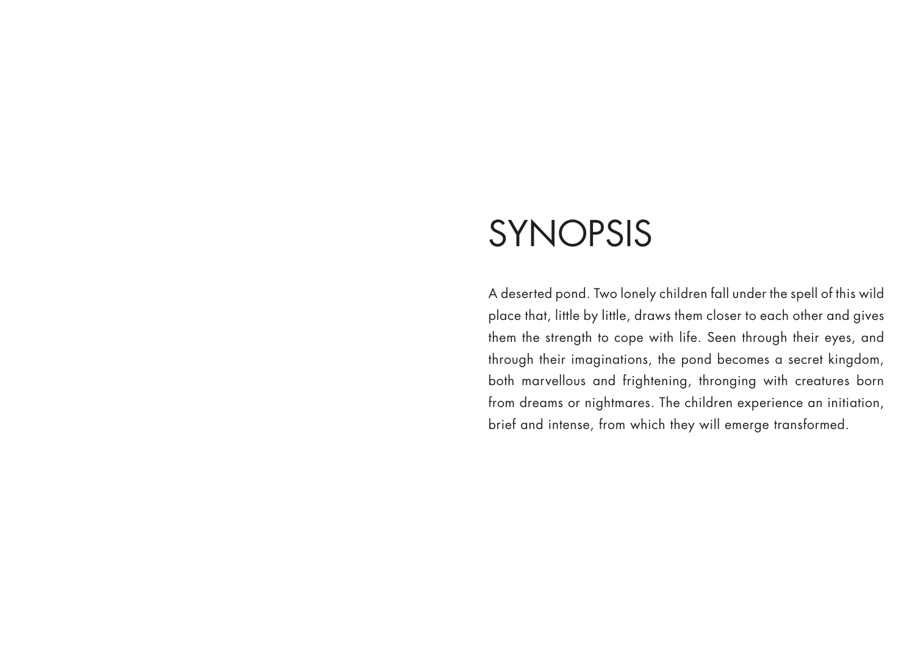# SYNOPSIS

A deserted pond. Two lonely children fall under the spell of this wild place that, little by little, draws them closer to each other and gives them the strength to cope with life. Seen through their eyes, and through their imaginations, the pond becomes a secret kingdom, both marvellous and frightening, thronging with creatures born from dreams or nightmares. The children experience an initiation, brief and intense, from which they will emerge transformed.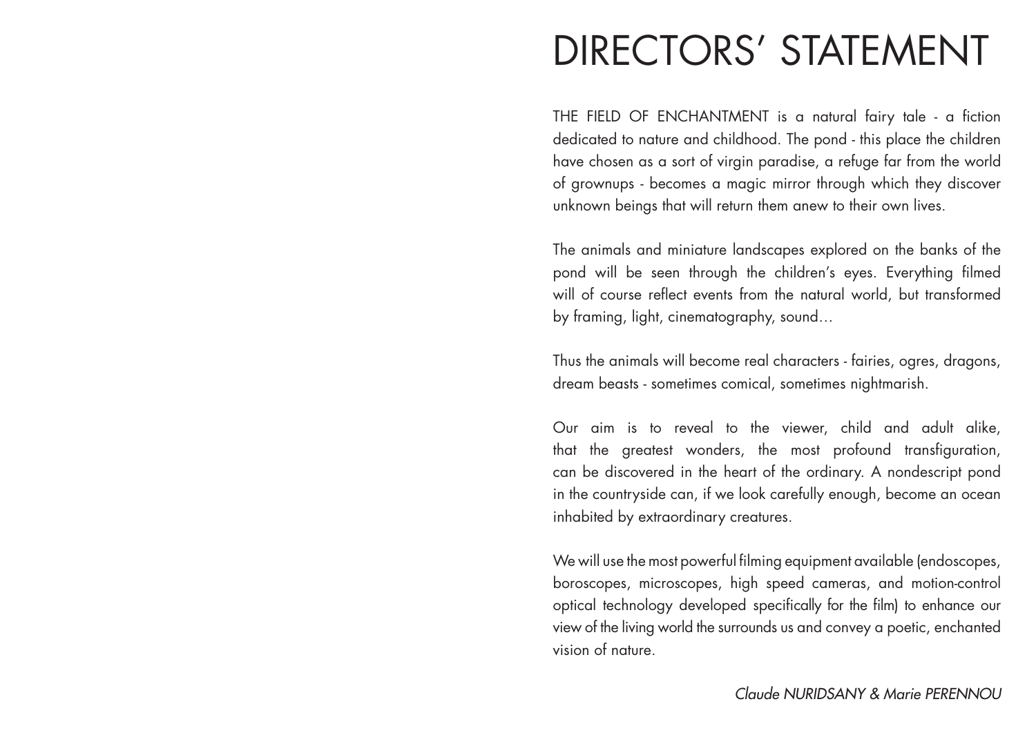# DIRECTORS' STATEMENT

THE FIELD OF ENCHANTMENT is a natural fairy tale - a fiction dedicated to nature and childhood. The pond - this place the children have chosen as a sort of virgin paradise, a refuge far from the world of grownups - becomes a magic mirror through which they discover unknown beings that will return them anew to their own lives.

The animals and miniature landscapes explored on the banks of the pond will be seen through the children's eyes. Everything filmed will of course reflect events from the natural world, but transformed by framing, light, cinematography, sound…

Thus the animals will become real characters - fairies, ogres, dragons, dream beasts - sometimes comical, sometimes nightmarish.

Our aim is to reveal to the viewer, child and adult alike, that the greatest wonders, the most profound transfiguration, can be discovered in the heart of the ordinary. A nondescript pond in the countryside can, if we look carefully enough, become an ocean inhabited by extraordinary creatures.

We will use the most powerful filming equipment available (endoscopes, boroscopes, microscopes, high speed cameras, and motion-control optical technology developed specifically for the film) to enhance our view of the living world the surrounds us and convey a poetic, enchanted vision of nature.

*Claude NURIDSANY & Marie PERENNOU*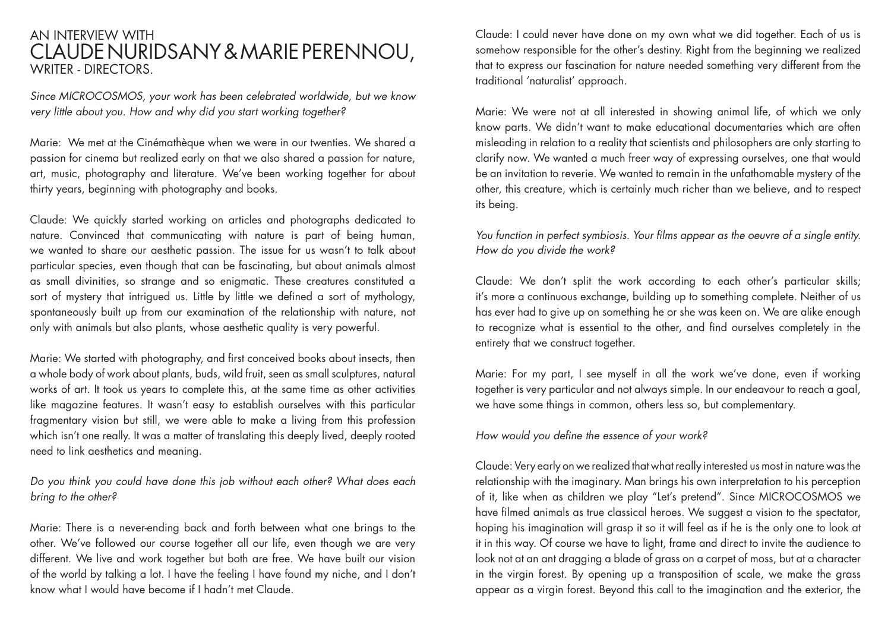# AN INTERVIEW WITH CLAUDE NURIDSANY & MARIE PERENNOU, WRITER - DIRECTORS.

*Since MICROCOSMOS, your work has been celebrated worldwide, but we know very little about you. How and why did you start working together?*

Marie: We met at the Cinémathèque when we were in our twenties. We shared a passion for cinema but realized early on that we also shared a passion for nature, art, music, photography and literature. We've been working together for about thirty years, beginning with photography and books.

Claude: We quickly started working on articles and photographs dedicated to nature. Convinced that communicating with nature is part of being human, we wanted to share our aesthetic passion. The issue for us wasn't to talk about particular species, even though that can be fascinating, but about animals almost as small divinities, so strange and so enigmatic. These creatures constituted a sort of mystery that intrigued us. Little by little we defined a sort of mythology, spontaneously built up from our examination of the relationship with nature, not only with animals but also plants, whose aesthetic quality is very powerful.

Marie: We started with photography, and first conceived books about insects, then a whole body of work about plants, buds, wild fruit, seen as small sculptures, natural works of art. It took us years to complete this, at the same time as other activities like magazine features. It wasn't easy to establish ourselves with this particular fragmentary vision but still, we were able to make a living from this profession which isn't one really. It was a matter of translating this deeply lived, deeply rooted need to link aesthetics and meaning.

*Do you think you could have done this job without each other? What does each bring to the other?*

Marie: There is a never-ending back and forth between what one brings to the other. We've followed our course together all our life, even though we are very different. We live and work together but both are free. We have built our vision of the world by talking a lot. I have the feeling I have found my niche, and I don't know what I would have become if I hadn't met Claude.

Claude: I could never have done on my own what we did together. Each of us is somehow responsible for the other's destiny. Right from the beginning we realized that to express our fascination for nature needed something very different from the traditional 'naturalist' approach.

Marie: We were not at all interested in showing animal life, of which we only know parts. We didn't want to make educational documentaries which are often misleading in relation to a reality that scientists and philosophers are only starting to clarify now. We wanted a much freer way of expressing ourselves, one that would be an invitation to reverie. We wanted to remain in the unfathomable mystery of the other, this creature, which is certainly much richer than we believe, and to respect its being.

*You function in perfect symbiosis. Your films appear as the oeuvre of a single entity. How do you divide the work?*

Claude: We don't split the work according to each other's particular skills; it's more a continuous exchange, building up to something complete. Neither of us has ever had to give up on something he or she was keen on. We are alike enough to recognize what is essential to the other, and find ourselves completely in the entirety that we construct together.

Marie: For my part, I see myself in all the work we've done, even if working together is very particular and not always simple. In our endeavour to reach a goal, we have some things in common, others less so, but complementary.

*How would you define the essence of your work?*

Claude: Very early on we realized that what really interested us most in nature was the relationship with the imaginary. Man brings his own interpretation to his perception of it, like when as children we play "Let's pretend". Since MICROCOSMOS we have filmed animals as true classical heroes. We suggest a vision to the spectator, hoping his imagination will grasp it so it will feel as if he is the only one to look at it in this way. Of course we have to light, frame and direct to invite the audience to look not at an ant dragging a blade of grass on a carpet of moss, but at a character in the virgin forest. By opening up a transposition of scale, we make the grass appear as a virgin forest. Beyond this call to the imagination and the exterior, the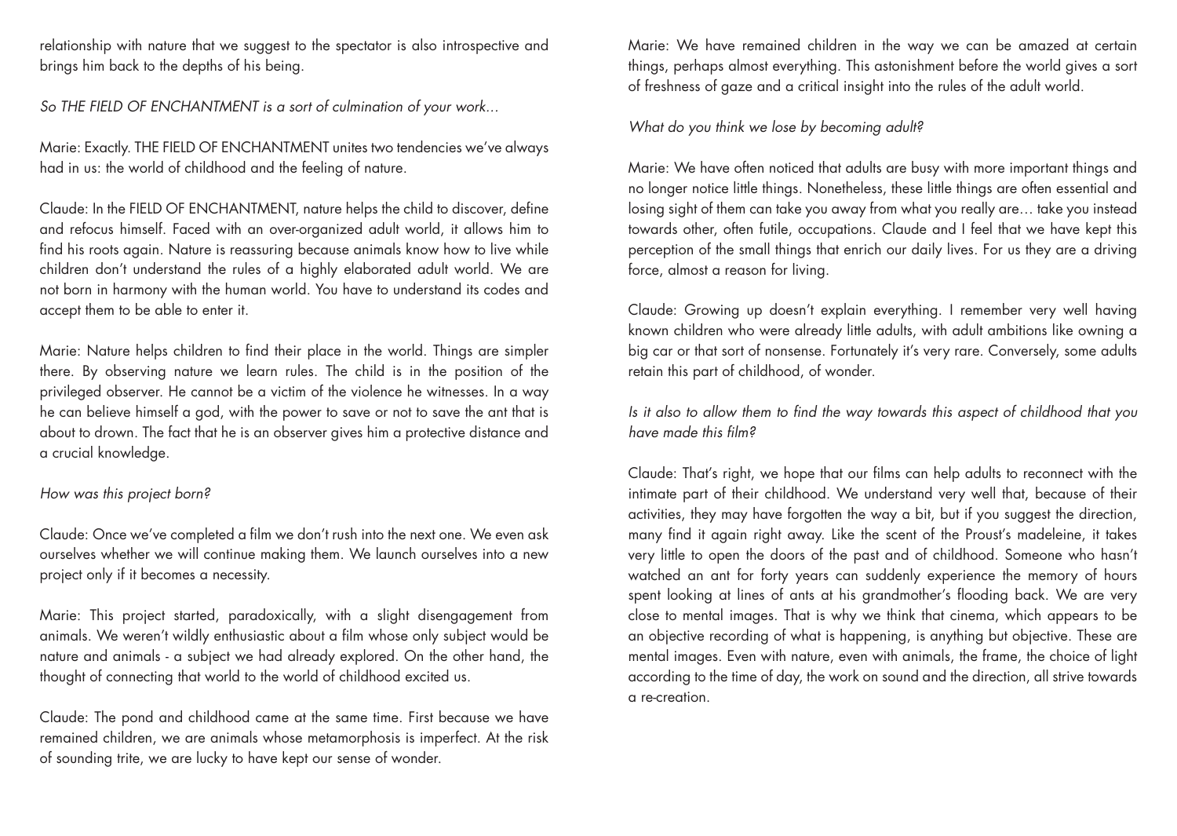relationship with nature that we suggest to the spectator is also introspective and brings him back to the depths of his being.

*So THE FIELD OF ENCHANTMENT is a sort of culmination of your work...*

Marie: Exactly. THE FIELD OF ENCHANTMENT unites two tendencies we've always had in us: the world of childhood and the feeling of nature.

Claude: In the FIELD OF ENCHANTMENT, nature helps the child to discover, define and refocus himself. Faced with an over-organized adult world, it allows him to find his roots again. Nature is reassuring because animals know how to live while children don't understand the rules of a highly elaborated adult world. We are not born in harmony with the human world. You have to understand its codes and accept them to be able to enter it.

Marie: Nature helps children to find their place in the world. Things are simpler there. By observing nature we learn rules. The child is in the position of the privileged observer. He cannot be a victim of the violence he witnesses. In a way he can believe himself a god, with the power to save or not to save the ant that is about to drown. The fact that he is an observer gives him a protective distance and a crucial knowledge.

*How was this project born?*

Claude: Once we've completed a film we don't rush into the next one. We even ask ourselves whether we will continue making them. We launch ourselves into a new project only if it becomes a necessity.

Marie: This project started, paradoxically, with a slight disengagement from animals. We weren't wildly enthusiastic about a film whose only subject would be nature and animals - a subject we had already explored. On the other hand, the thought of connecting that world to the world of childhood excited us.

Claude: The pond and childhood came at the same time. First because we have remained children, we are animals whose metamorphosis is imperfect. At the risk of sounding trite, we are lucky to have kept our sense of wonder.

Marie: We have remained children in the way we can be amazed at certain things, perhaps almost everything. This astonishment before the world gives a sort of freshness of gaze and a critical insight into the rules of the adult world.

*What do you think we lose by becoming adult?*

Marie: We have often noticed that adults are busy with more important things and no longer notice little things. Nonetheless, these little things are often essential and losing sight of them can take you away from what you really are... take you instead towards other, often futile, occupations. Claude and I feel that we have kept this perception of the small things that enrich our daily lives. For us they are a driving force, almost a reason for living.

Claude: Growing up doesn't explain everything. I remember very well having known children who were already little adults, with adult ambitions like owning a big car or that sort of nonsense. Fortunately it's very rare. Conversely, some adults retain this part of childhood, of wonder.

*Is it also to allow them to find the way towards this aspect of childhood that you have made this film?*

Claude: That's right, we hope that our films can help adults to reconnect with the intimate part of their childhood. We understand very well that, because of their activities, they may have forgotten the way a bit, but if you suggest the direction, many find it again right away. Like the scent of the Proust's madeleine, it takes very little to open the doors of the past and of childhood. Someone who hasn't watched an ant for forty years can suddenly experience the memory of hours spent looking at lines of ants at his grandmother's flooding back. We are very close to mental images. That is why we think that cinema, which appears to be an objective recording of what is happening, is anything but objective. These are mental images. Even with nature, even with animals, the frame, the choice of light according to the time of day, the work on sound and the direction, all strive towards a re-creation.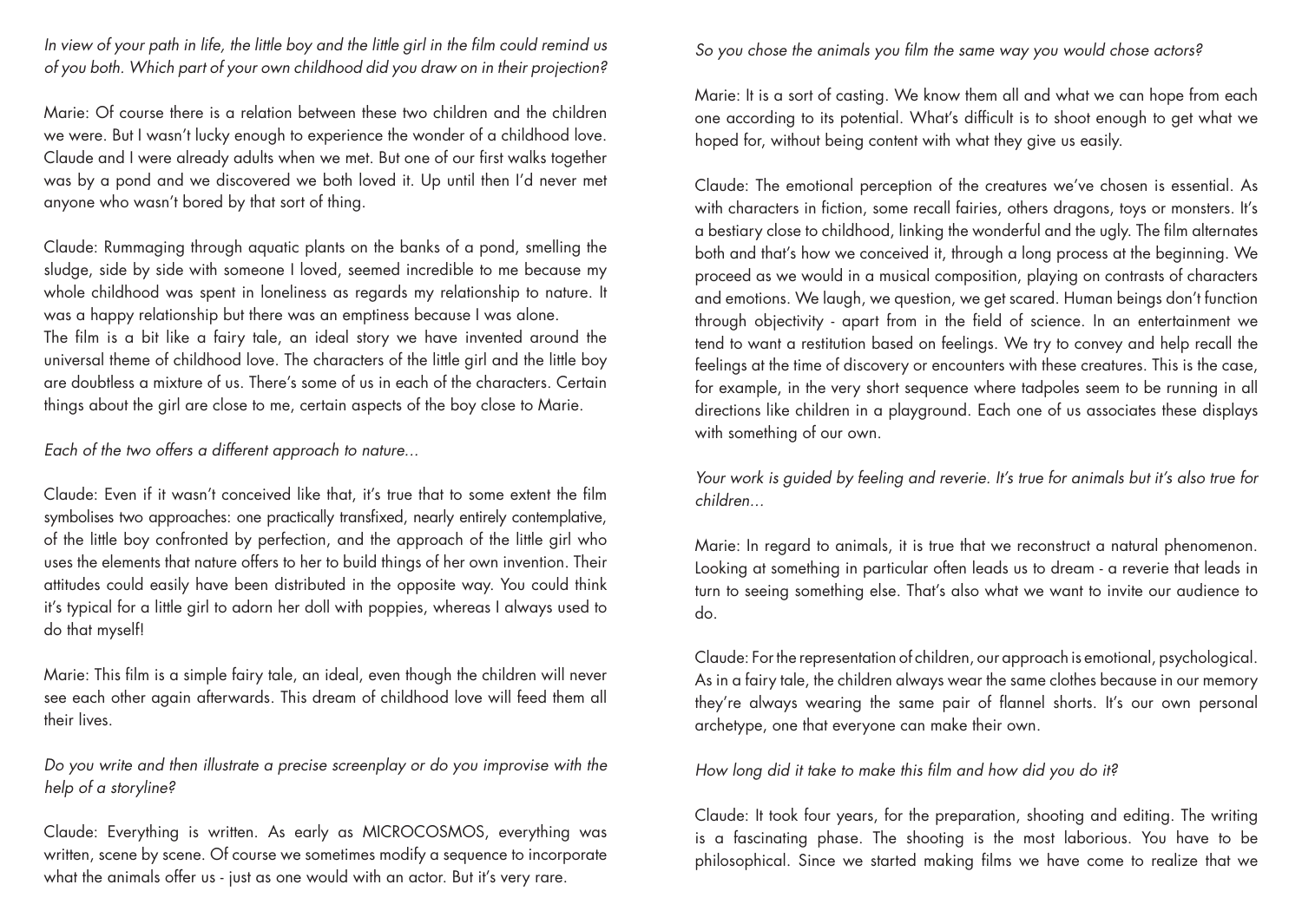*In view of your path in life, the little boy and the little girl in the film could remind us of you both. Which part of your own childhood did you draw on in their projection?*

Marie: Of course there is a relation between these two children and the children we were. But I wasn't lucky enough to experience the wonder of a childhood love. Claude and I were already adults when we met. But one of our first walks together was by a pond and we discovered we both loved it. Up until then I'd never met anyone who wasn't bored by that sort of thing.

Claude: Rummaging through aquatic plants on the banks of a pond, smelling the sludge, side by side with someone I loved, seemed incredible to me because my whole childhood was spent in loneliness as regards my relationship to nature. It was a happy relationship but there was an emptiness because I was alone.
The film is a bit like a fairy tale, an ideal story we have invented around the universal theme of childhood love. The characters of the little girl and the little boy are doubtless a mixture of us. There's some of us in each of the characters. Certain things about the girl are close to me, certain aspects of the boy close to Marie.

*Each of the two offers a different approach to nature...*

Claude: Even if it wasn't conceived like that, it's true that to some extent the film symbolises two approaches: one practically transfixed, nearly entirely contemplative, of the little boy confronted by perfection, and the approach of the little girl who uses the elements that nature offers to her to build things of her own invention. Their attitudes could easily have been distributed in the opposite way. You could think it's typical for a little girl to adorn her doll with poppies, whereas I always used to do that myself!

Marie: This film is a simple fairy tale, an ideal, even though the children will never see each other again afterwards. This dream of childhood love will feed them all their lives.

*Do you write and then illustrate a precise screenplay or do you improvise with the help of a storyline?*

Claude: Everything is written. As early as MICROCOSMOS, everything was written, scene by scene. Of course we sometimes modify a sequence to incorporate what the animals offer us - just as one would with an actor. But it's very rare.

*So you chose the animals you film the same way you would chose actors?*

Marie: It is a sort of casting. We know them all and what we can hope from each one according to its potential. What's difficult is to shoot enough to get what we hoped for, without being content with what they give us easily.

Claude: The emotional perception of the creatures we've chosen is essential. As with characters in fiction, some recall fairies, others dragons, toys or monsters. It's a bestiary close to childhood, linking the wonderful and the ugly. The film alternates both and that's how we conceived it, through a long process at the beginning. We proceed as we would in a musical composition, playing on contrasts of characters and emotions. We laugh, we question, we get scared. Human beings don't function through objectivity - apart from in the field of science. In an entertainment we tend to want a restitution based on feelings. We try to convey and help recall the feelings at the time of discovery or encounters with these creatures. This is the case, for example, in the very short sequence where tadpoles seem to be running in all directions like children in a playground. Each one of us associates these displays with something of our own.

*Your work is guided by feeling and reverie. It's true for animals but it's also true for children...*

Marie: In regard to animals, it is true that we reconstruct a natural phenomenon. Looking at something in particular often leads us to dream - a reverie that leads in turn to seeing something else. That's also what we want to invite our audience to do.

Claude: For the representation of children, our approach is emotional, psychological. As in a fairy tale, the children always wear the same clothes because in our memory they're always wearing the same pair of flannel shorts. It's our own personal archetype, one that everyone can make their own.

*How long did it take to make this film and how did you do it?*

Claude: It took four years, for the preparation, shooting and editing. The writing is a fascinating phase. The shooting is the most laborious. You have to be philosophical. Since we started making films we have come to realize that we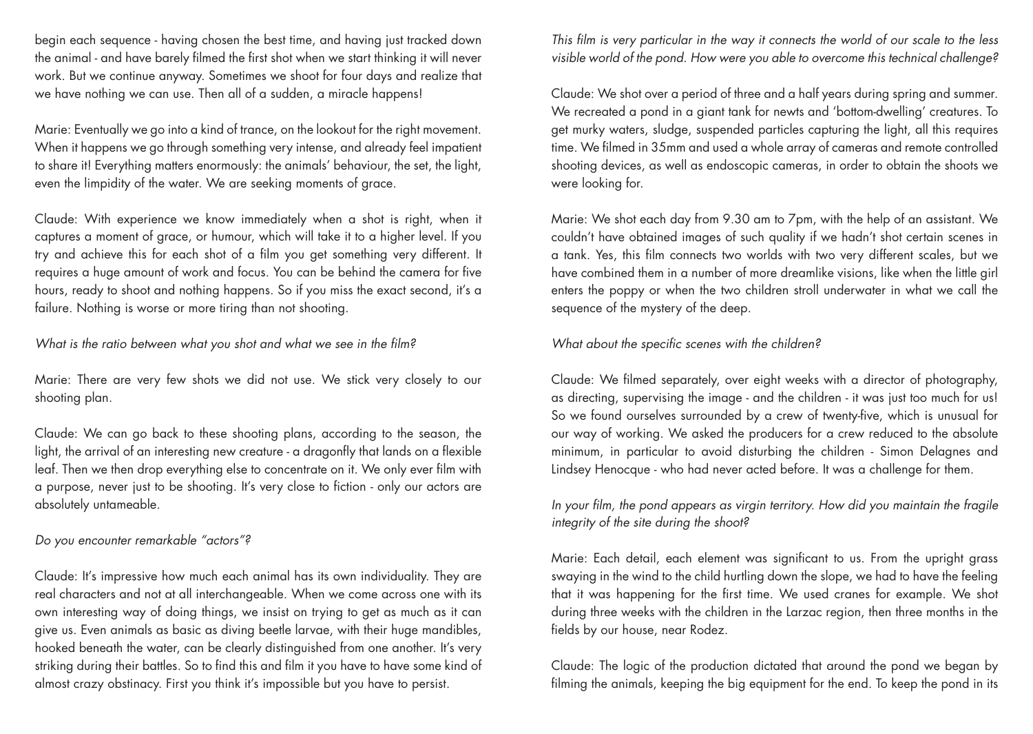begin each sequence - having chosen the best time, and having just tracked down the animal - and have barely filmed the first shot when we start thinking it will never work. But we continue anyway. Sometimes we shoot for four days and realize that we have nothing we can use. Then all of a sudden, a miracle happens!

Marie: Eventually we go into a kind of trance, on the lookout for the right movement. When it happens we go through something very intense, and already feel impatient to share it! Everything matters enormously: the animals' behaviour, the set, the light, even the limpidity of the water. We are seeking moments of grace.

Claude: With experience we know immediately when a shot is right, when it captures a moment of grace, or humour, which will take it to a higher level. If you try and achieve this for each shot of a film you get something very different. It requires a huge amount of work and focus. You can be behind the camera for five hours, ready to shoot and nothing happens. So if you miss the exact second, it's a failure. Nothing is worse or more tiring than not shooting.

*What is the ratio between what you shot and what we see in the film?*

Marie: There are very few shots we did not use. We stick very closely to our shooting plan.

Claude: We can go back to these shooting plans, according to the season, the light, the arrival of an interesting new creature - a dragonfly that lands on a flexible leaf. Then we then drop everything else to concentrate on it. We only ever film with a purpose, never just to be shooting. It's very close to fiction - only our actors are absolutely untameable.

*Do you encounter remarkable "actors"?*

Claude: It's impressive how much each animal has its own individuality. They are real characters and not at all interchangeable. When we come across one with its own interesting way of doing things, we insist on trying to get as much as it can give us. Even animals as basic as diving beetle larvae, with their huge mandibles, hooked beneath the water, can be clearly distinguished from one another. It's very striking during their battles. So to find this and film it you have to have some kind of almost crazy obstinacy. First you think it's impossible but you have to persist.

*This film is very particular in the way it connects the world of our scale to the less visible world of the pond. How were you able to overcome this technical challenge?*

Claude: We shot over a period of three and a half years during spring and summer. We recreated a pond in a giant tank for newts and 'bottom-dwelling' creatures. To get murky waters, sludge, suspended particles capturing the light, all this requires time. We filmed in 35mm and used a whole array of cameras and remote controlled shooting devices, as well as endoscopic cameras, in order to obtain the shoots we were looking for.

Marie: We shot each day from 9.30 am to 7pm, with the help of an assistant. We couldn't have obtained images of such quality if we hadn't shot certain scenes in a tank. Yes, this film connects two worlds with two very different scales, but we have combined them in a number of more dreamlike visions, like when the little girl enters the poppy or when the two children stroll underwater in what we call the sequence of the mystery of the deep.

*What about the specific scenes with the children?*

Claude: We filmed separately, over eight weeks with a director of photography, as directing, supervising the image - and the children - it was just too much for us! So we found ourselves surrounded by a crew of twenty-five, which is unusual for our way of working. We asked the producers for a crew reduced to the absolute minimum, in particular to avoid disturbing the children - Simon Delagnes and Lindsey Henocque - who had never acted before. It was a challenge for them.

*In your film, the pond appears as virgin territory. How did you maintain the fragile integrity of the site during the shoot?*

Marie: Each detail, each element was significant to us. From the upright grass swaying in the wind to the child hurtling down the slope, we had to have the feeling that it was happening for the first time. We used cranes for example. We shot during three weeks with the children in the Larzac region, then three months in the fields by our house, near Rodez.

Claude: The logic of the production dictated that around the pond we began by filming the animals, keeping the big equipment for the end. To keep the pond in its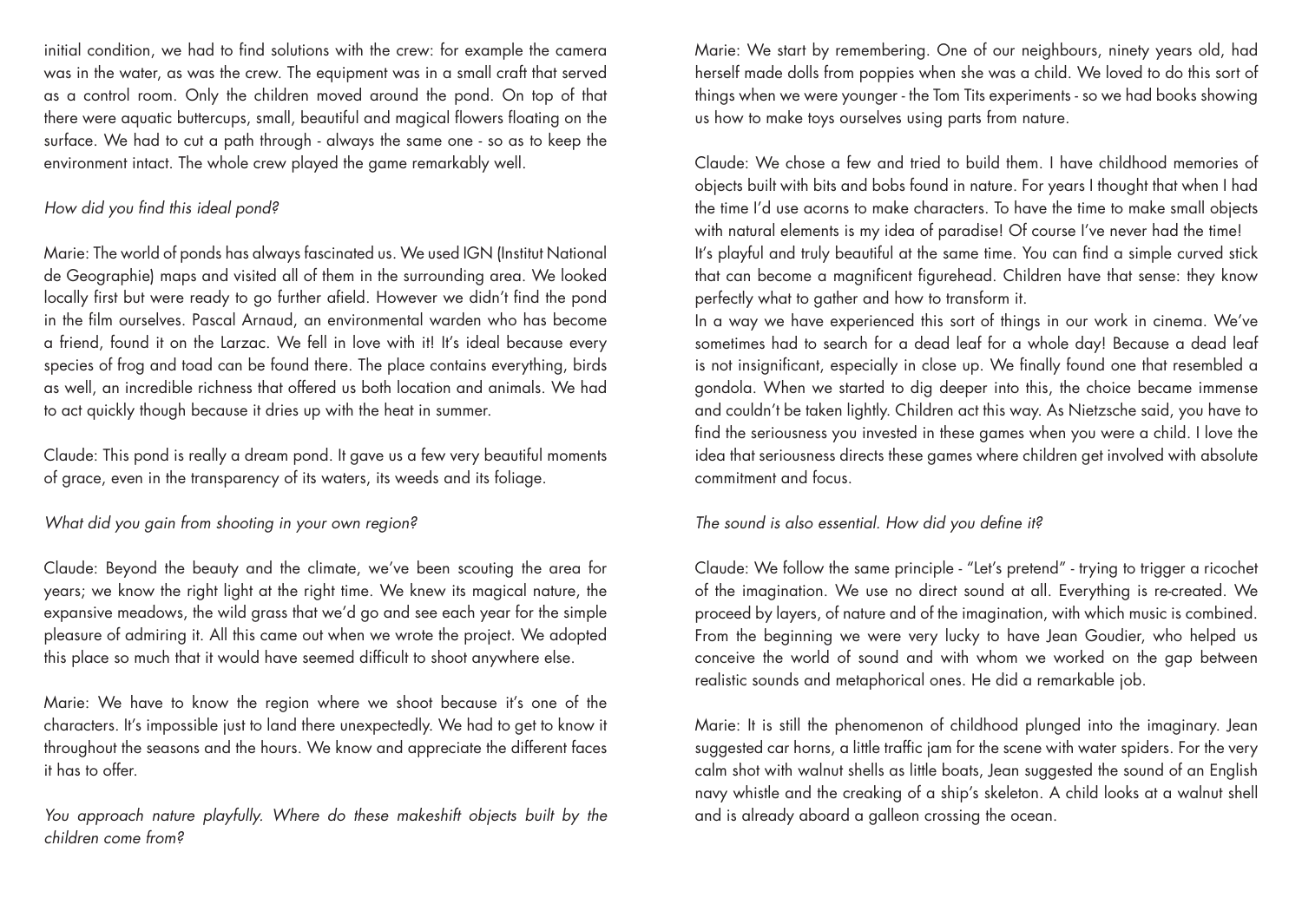initial condition, we had to find solutions with the crew: for example the camera was in the water, as was the crew. The equipment was in a small craft that served as a control room. Only the children moved around the pond. On top of that there were aquatic buttercups, small, beautiful and magical flowers floating on the surface. We had to cut a path through - always the same one - so as to keep the environment intact. The whole crew played the game remarkably well.

*How did you find this ideal pond?*

Marie: The world of ponds has always fascinated us. We used IGN (Institut National de Geographie) maps and visited all of them in the surrounding area. We looked locally first but were ready to go further afield. However we didn't find the pond in the film ourselves. Pascal Arnaud, an environmental warden who has become a friend, found it on the Larzac. We fell in love with it! It's ideal because every species of frog and toad can be found there. The place contains everything, birds as well, an incredible richness that offered us both location and animals. We had to act quickly though because it dries up with the heat in summer.

Claude: This pond is really a dream pond. It gave us a few very beautiful moments of grace, even in the transparency of its waters, its weeds and its foliage.

*What did you gain from shooting in your own region?*

Claude: Beyond the beauty and the climate, we've been scouting the area for years; we know the right light at the right time. We knew its magical nature, the expansive meadows, the wild grass that we'd go and see each year for the simple pleasure of admiring it. All this came out when we wrote the project. We adopted this place so much that it would have seemed difficult to shoot anywhere else.

Marie: We have to know the region where we shoot because it's one of the characters. It's impossible just to land there unexpectedly. We had to get to know it throughout the seasons and the hours. We know and appreciate the different faces it has to offer.

*You approach nature playfully. Where do these makeshift objects built by the children come from?*

Marie: We start by remembering. One of our neighbours, ninety years old, had herself made dolls from poppies when she was a child. We loved to do this sort of things when we were younger - the Tom Tits experiments - so we had books showing us how to make toys ourselves using parts from nature.

Claude: We chose a few and tried to build them. I have childhood memories of objects built with bits and bobs found in nature. For years I thought that when I had the time I'd use acorns to make characters. To have the time to make small objects with natural elements is my idea of paradise! Of course I've never had the time! It's playful and truly beautiful at the same time. You can find a simple curved stick that can become a magnificent figurehead. Children have that sense: they know perfectly what to gather and how to transform it.
In a way we have experienced this sort of things in our work in cinema. We've sometimes had to search for a dead leaf for a whole day! Because a dead leaf is not insignificant, especially in close up. We finally found one that resembled a gondola. When we started to dig deeper into this, the choice became immense and couldn't be taken lightly. Children act this way. As Nietzsche said, you have to find the seriousness you invested in these games when you were a child. I love the idea that seriousness directs these games where children get involved with absolute commitment and focus.

*The sound is also essential. How did you define it?*

Claude: We follow the same principle - "Let's pretend" - trying to trigger a ricochet of the imagination. We use no direct sound at all. Everything is re-created. We proceed by layers, of nature and of the imagination, with which music is combined. From the beginning we were very lucky to have Jean Goudier, who helped us conceive the world of sound and with whom we worked on the gap between realistic sounds and metaphorical ones. He did a remarkable job.

Marie: It is still the phenomenon of childhood plunged into the imaginary. Jean suggested car horns, a little traffic jam for the scene with water spiders. For the very calm shot with walnut shells as little boats, Jean suggested the sound of an English navy whistle and the creaking of a ship's skeleton. A child looks at a walnut shell and is already aboard a galleon crossing the ocean.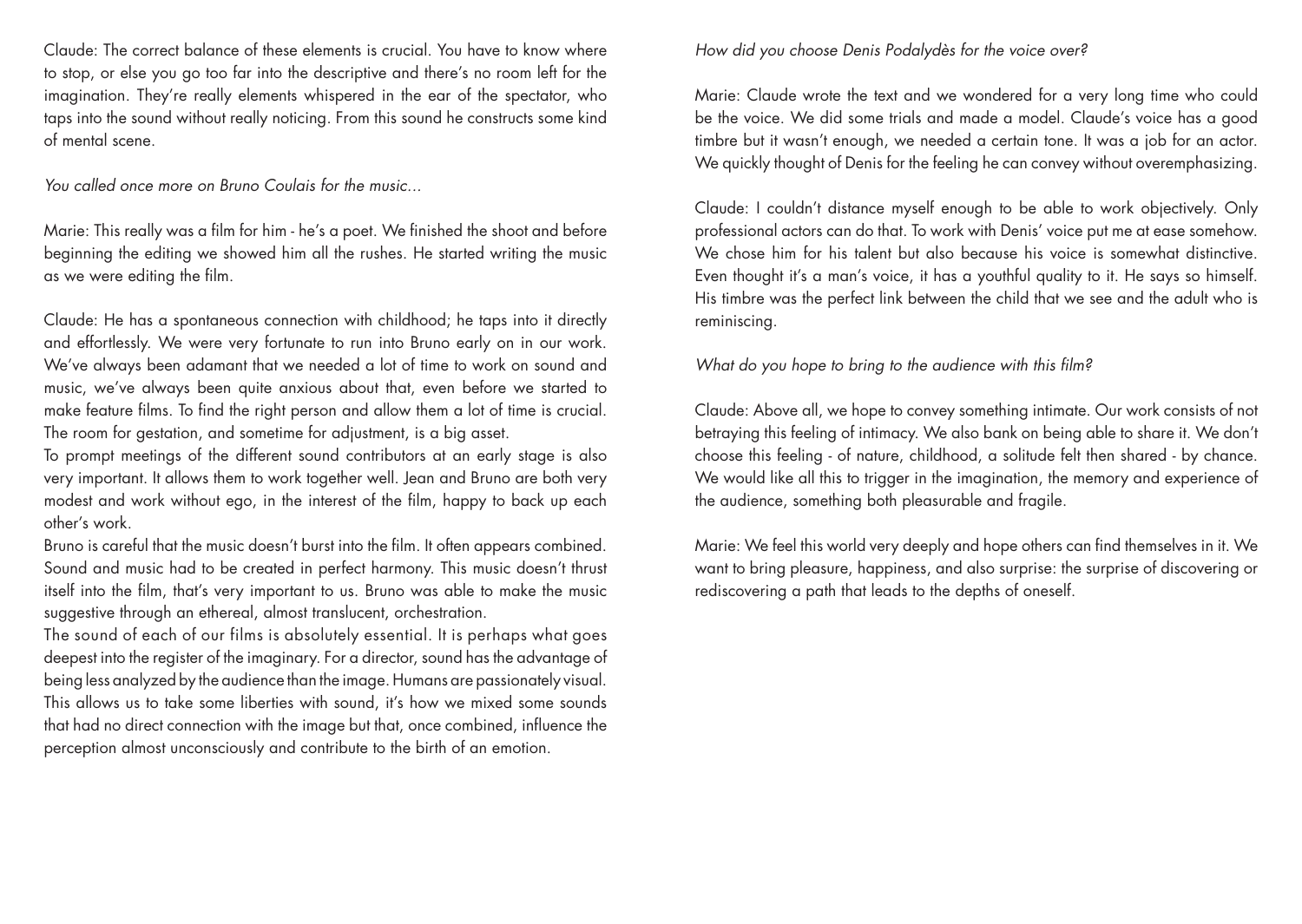Claude: The correct balance of these elements is crucial. You have to know where to stop, or else you go too far into the descriptive and there's no room left for the imagination. They're really elements whispered in the ear of the spectator, who taps into the sound without really noticing. From this sound he constructs some kind of mental scene.

*You called once more on Bruno Coulais for the music...*

Marie: This really was a film for him - he's a poet. We finished the shoot and before beginning the editing we showed him all the rushes. He started writing the music as we were editing the film.

Claude: He has a spontaneous connection with childhood; he taps into it directly and effortlessly. We were very fortunate to run into Bruno early on in our work. We've always been adamant that we needed a lot of time to work on sound and music, we've always been quite anxious about that, even before we started to make feature films. To find the right person and allow them a lot of time is crucial. The room for gestation, and sometime for adjustment, is a big asset.

To prompt meetings of the different sound contributors at an early stage is also very important. It allows them to work together well. Jean and Bruno are both very modest and work without ego, in the interest of the film, happy to back up each other's work.

Bruno is careful that the music doesn't burst into the film. It often appears combined. Sound and music had to be created in perfect harmony. This music doesn't thrust itself into the film, that's very important to us. Bruno was able to make the music suggestive through an ethereal, almost translucent, orchestration.

The sound of each of our films is absolutely essential. It is perhaps what goes deepest into the register of the imaginary. For a director, sound has the advantage of being less analyzed by the audience than the image. Humans are passionately visual. This allows us to take some liberties with sound, it's how we mixed some sounds that had no direct connection with the image but that, once combined, influence the perception almost unconsciously and contribute to the birth of an emotion.

*How did you choose Denis Podalydès for the voice over?*

Marie: Claude wrote the text and we wondered for a very long time who could be the voice. We did some trials and made a model. Claude's voice has a good timbre but it wasn't enough, we needed a certain tone. It was a job for an actor. We quickly thought of Denis for the feeling he can convey without overemphasizing.

Claude: I couldn't distance myself enough to be able to work objectively. Only professional actors can do that. To work with Denis' voice put me at ease somehow. We chose him for his talent but also because his voice is somewhat distinctive. Even thought it's a man's voice, it has a youthful quality to it. He says so himself. His timbre was the perfect link between the child that we see and the adult who is reminiscing.

*What do you hope to bring to the audience with this film?*

Claude: Above all, we hope to convey something intimate. Our work consists of not betraying this feeling of intimacy. We also bank on being able to share it. We don't choose this feeling - of nature, childhood, a solitude felt then shared - by chance. We would like all this to trigger in the imagination, the memory and experience of the audience, something both pleasurable and fragile.

Marie: We feel this world very deeply and hope others can find themselves in it. We want to bring pleasure, happiness, and also surprise: the surprise of discovering or rediscovering a path that leads to the depths of oneself.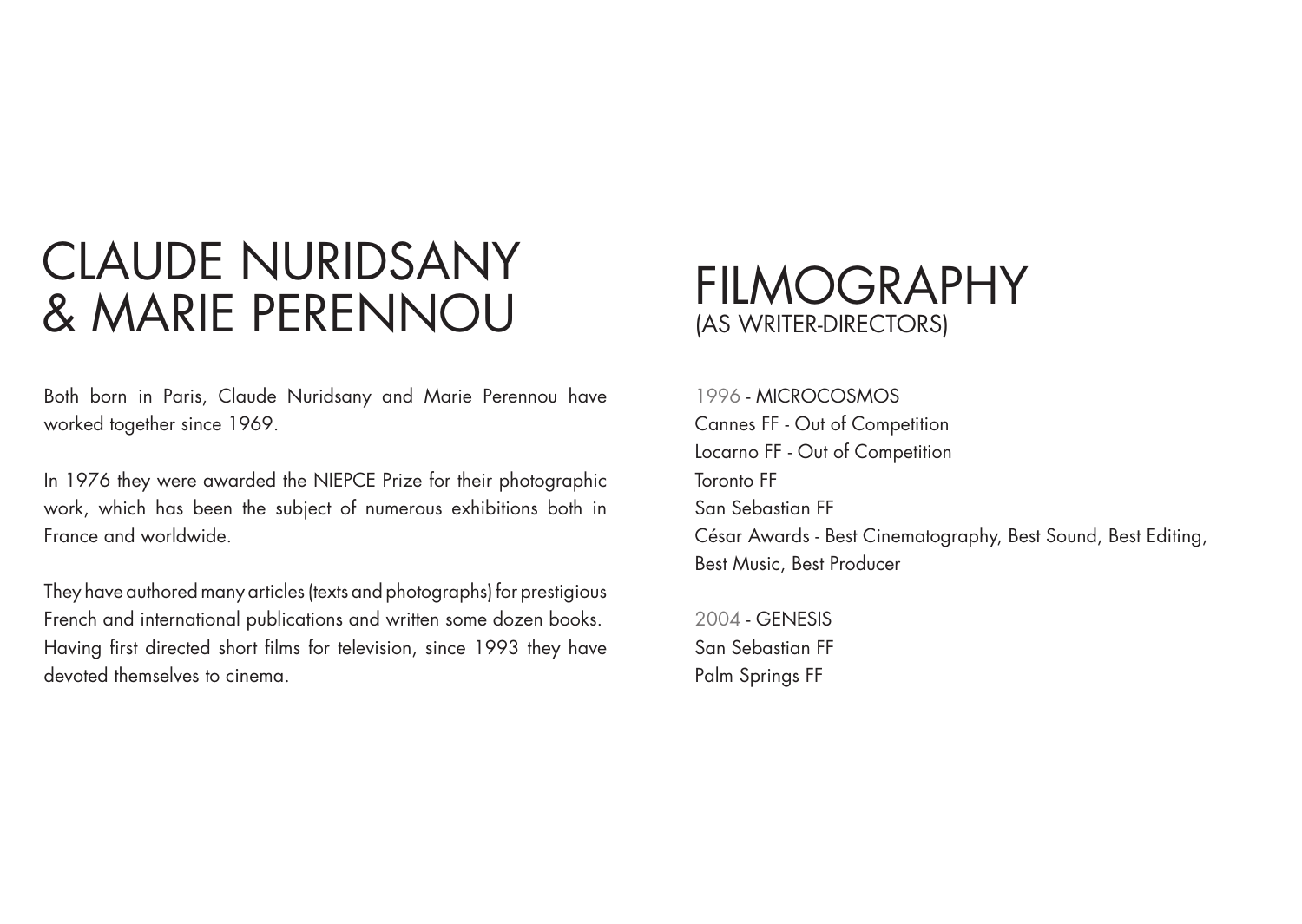# CLAUDE NURIDSANY & MARIE PERENNOU

Both born in Paris, Claude Nuridsany and Marie Perennou have worked together since 1969.

In 1976 they were awarded the NIEPCE Prize for their photographic work, which has been the subject of numerous exhibitions both in France and worldwide.

They have authored many articles (texts and photographs) for prestigious French and international publications and written some dozen books. Having first directed short films for television, since 1993 they have devoted themselves to cinema.

# FILMOGRAPHY
(AS WRITER-DIRECTORS)

1996 - MICROCOSMOS
Cannes FF - Out of Competition
Locarno FF - Out of Competition
Toronto FF
San Sebastian FF
César Awards - Best Cinematography, Best Sound, Best Editing, Best Music, Best Producer

2004 - GENESIS
San Sebastian FF
Palm Springs FF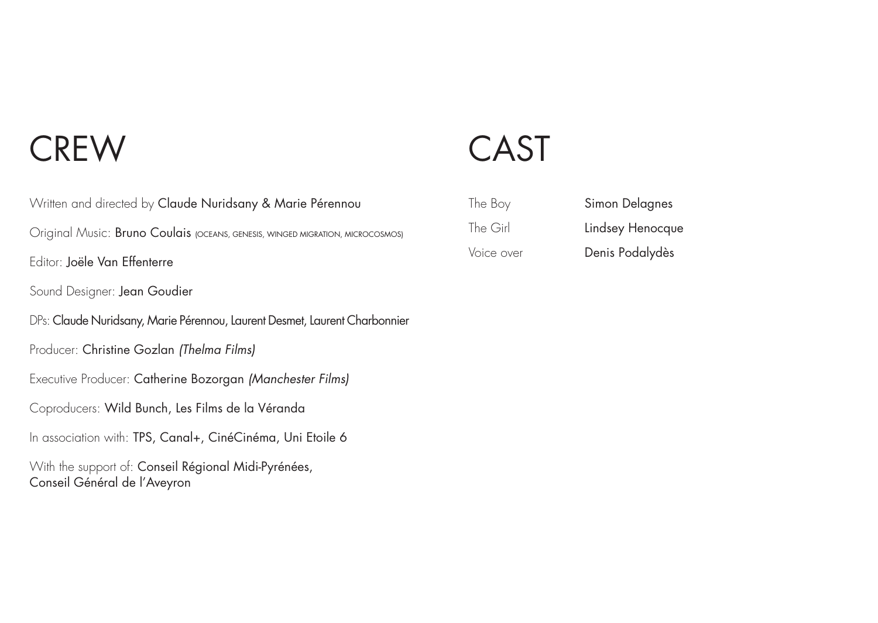# CREW

Written and directed by Claude Nuridsany & Marie Pérennou

Original Music: Bruno Coulais (OCEANS, GENESIS, WINGED MIGRATION, MICROCOSMOS)

Editor: Joële Van Effenterre

Sound Designer: Jean Goudier

DPs: Claude Nuridsany, Marie Pérennou, Laurent Desmet, Laurent Charbonnier

Producer: Christine Gozlan *(Thelma Films)*

Executive Producer: Catherine Bozorgan *(Manchester Films)*

Coproducers: Wild Bunch, Les Films de la Véranda

In association with: TPS, Canal+, CinéCinéma, Uni Etoile 6

With the support of: Conseil Régional Midi-Pyrénées,
Conseil Général de l'Aveyron

# CAST

| | |
|---|---|
| The Boy | Simon Delagnes |
| The Girl | Lindsey Henocque |
| Voice over | Denis Podalydès |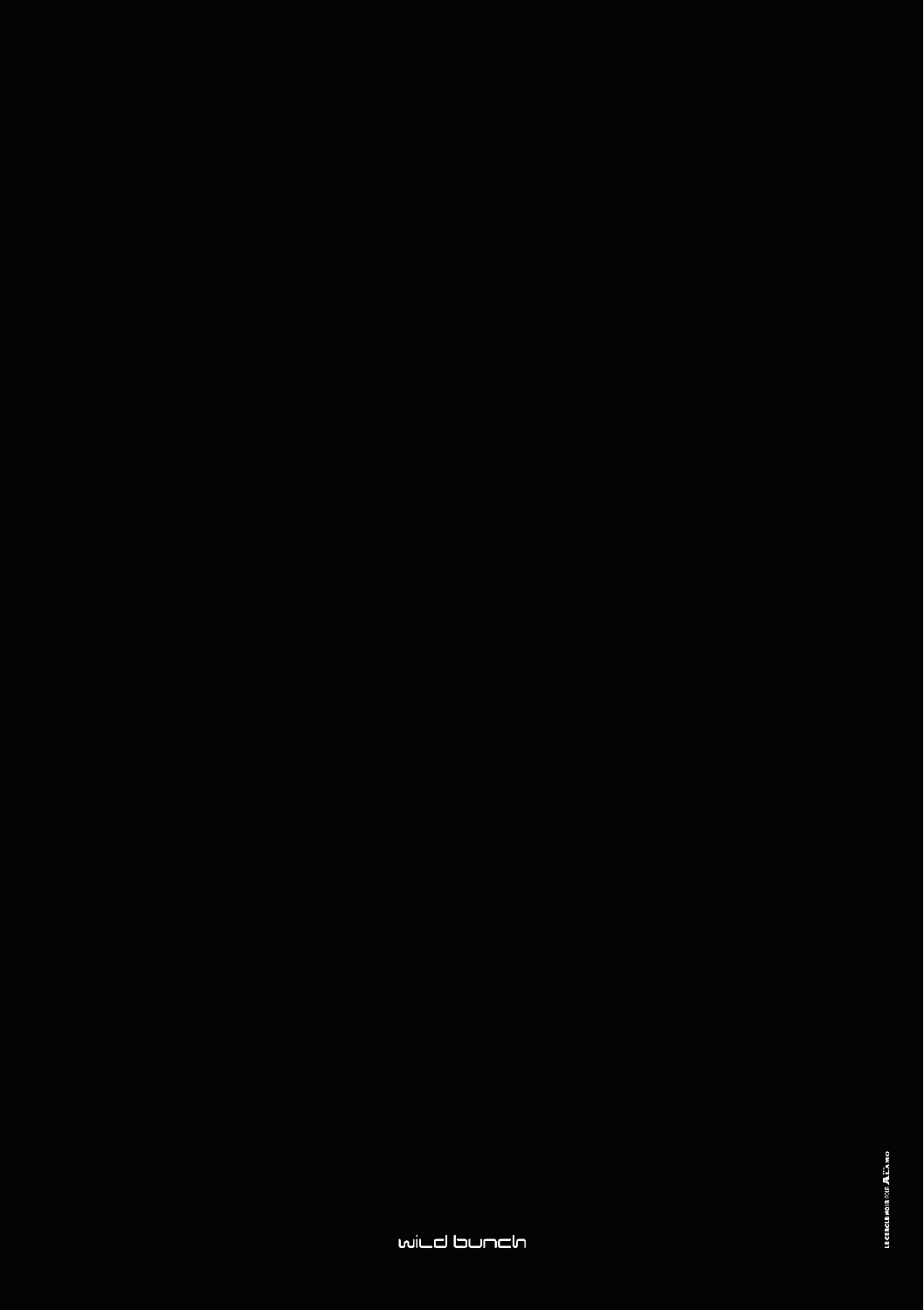wild bunch

LE CERCLE NOIR POUR ALAMO